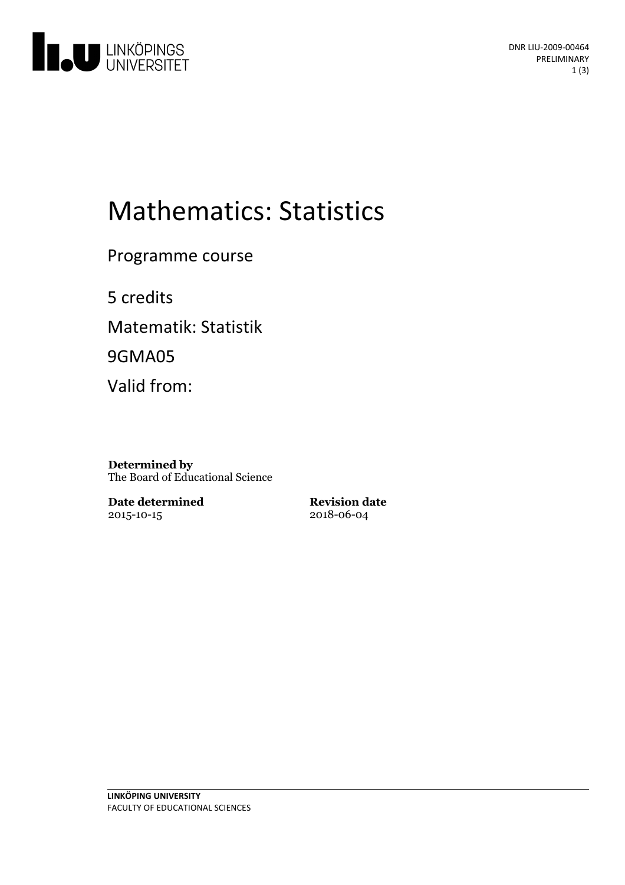# Mathematics: Statistics

Programme course

5 credits

Matematik: Statistik

9GMA05

Valid from:

**Determined by**
The Board of Educational Science

**Date determined**
2015-10-15

**Revision date**
2018-06-04

DNR LIU-2009-00464
PRELIMINARY

**LINKÖPING UNIVERSITY**
FACULTY OF EDUCATIONAL SCIENCES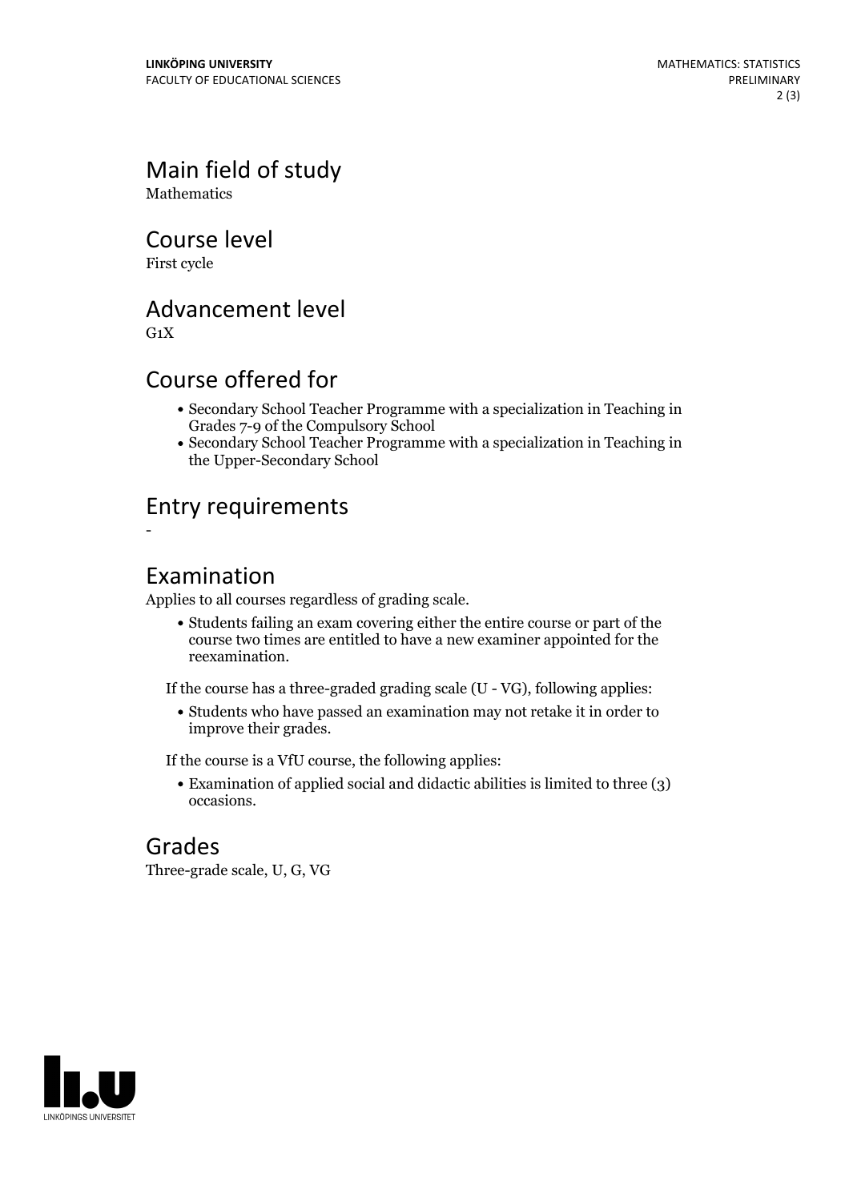## Main field of study

Mathematics

## Course level

First cycle

## Advancement level

G1X

## Course offered for

- Secondary School Teacher Programme with a specialization in Teaching in Grades 7-9 of the Compulsory School
- Secondary School Teacher Programme with a specialization in Teaching in the Upper-Secondary School

## Entry requirements

-

## Examination

Applies to all courses regardless of grading scale.

- Students failing an exam covering either the entire course or part of the course two times are entitled to have a new examiner appointed for the reexamination.

If the course has a three-graded grading scale (U - VG), following applies:

- Students who have passed an examination may not retake it in order to improve their grades.

If the course is a VfU course, the following applies:

- Examination of applied social and didactic abilities is limited to three (3) occasions.

## Grades

Three-grade scale, U, G, VG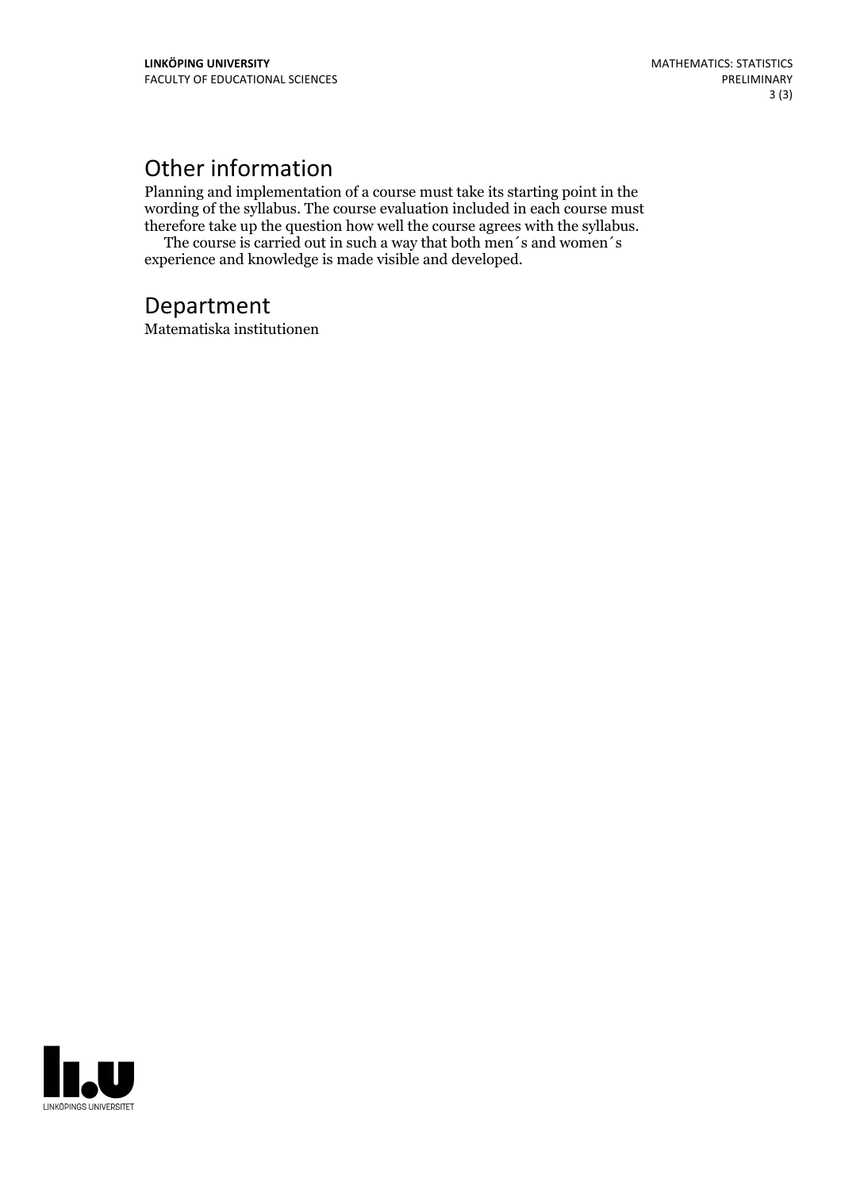## Other information

Planning and implementation of a course must take its starting point in the wording of the syllabus. The course evaluation included in each course must therefore take up the question how well the course agrees with the syllabus.

The course is carried out in such a way that both men´s and women´s experience and knowledge is made visible and developed.

## Department

Matematiska institutionen